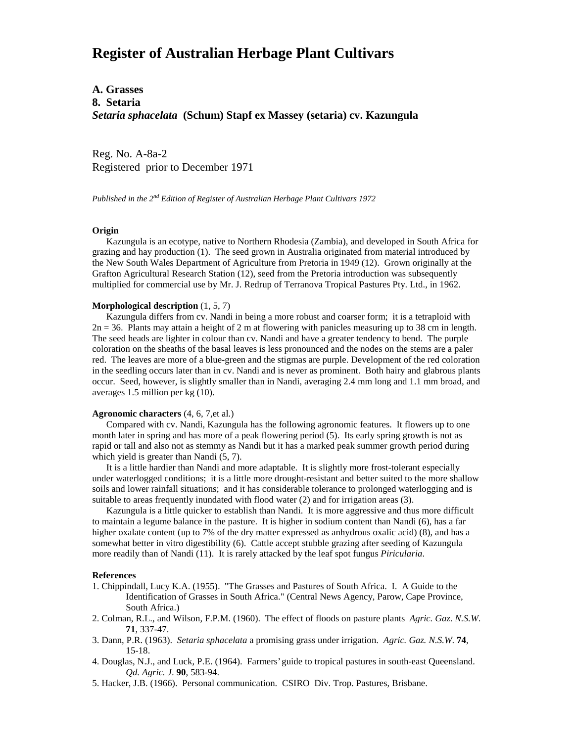# Register of Australian Herbage Plant Cultivars

## A. Grasses

## 8. Setaria

## *Setaria sphacelata* (Schum) Stapf ex Massey (setaria) cv. Kazungula

Reg. No. A-8a-2
Registered prior to December 1971

*Published in the 2nd Edition of Register of Australian Herbage Plant Cultivars 1972*

**Origin**

Kazungula is an ecotype, native to Northern Rhodesia (Zambia), and developed in South Africa for grazing and hay production (1). The seed grown in Australia originated from material introduced by the New South Wales Department of Agriculture from Pretoria in 1949 (12). Grown originally at the Grafton Agricultural Research Station (12), seed from the Pretoria introduction was subsequently multiplied for commercial use by Mr. J. Redrup of Terranova Tropical Pastures Pty. Ltd., in 1962.

**Morphological description** (1, 5, 7)

Kazungula differs from cv. Nandi in being a more robust and coarser form; it is a tetraploid with $2n = 36$. Plants may attain a height of 2 m at flowering with panicles measuring up to 38 cm in length. The seed heads are lighter in colour than cv. Nandi and have a greater tendency to bend. The purple coloration on the sheaths of the basal leaves is less pronounced and the nodes on the stems are a paler red. The leaves are more of a blue-green and the stigmas are purple. Development of the red coloration in the seedling occurs later than in cv. Nandi and is never as prominent. Both hairy and glabrous plants occur. Seed, however, is slightly smaller than in Nandi, averaging 2.4 mm long and 1.1 mm broad, and averages 1.5 million per kg (10).

**Agronomic characters** (4, 6, 7,et al.)

Compared with cv. Nandi, Kazungula has the following agronomic features. It flowers up to one month later in spring and has more of a peak flowering period (5). Its early spring growth is not as rapid or tall and also not as stemmy as Nandi but it has a marked peak summer growth period during which yield is greater than Nandi (5, 7).

It is a little hardier than Nandi and more adaptable. It is slightly more frost-tolerant especially under waterlogged conditions; it is a little more drought-resistant and better suited to the more shallow soils and lower rainfall situations; and it has considerable tolerance to prolonged waterlogging and is suitable to areas frequently inundated with flood water (2) and for irrigation areas (3).

Kazungula is a little quicker to establish than Nandi. It is more aggressive and thus more difficult to maintain a legume balance in the pasture. It is higher in sodium content than Nandi (6), has a far higher oxalate content (up to 7% of the dry matter expressed as anhydrous oxalic acid) (8), and has a somewhat better in vitro digestibility (6). Cattle accept stubble grazing after seeding of Kazungula more readily than of Nandi (11). It is rarely attacked by the leaf spot fungus *Piricularia*.

**References**

1. Chippindall, Lucy K.A. (1955). "The Grasses and Pastures of South Africa. I. A Guide to the Identification of Grasses in South Africa." (Central News Agency, Parow, Cape Province, South Africa.)
2. Colman, R.L., and Wilson, F.P.M. (1960). The effect of floods on pasture plants *Agric. Gaz. N.S.W.* **71**, 337-47.
3. Dann, P.R. (1963). *Setaria sphacelata* a promising grass under irrigation. *Agric. Gaz. N.S.W.* **74**, 15-18.
4. Douglas, N.J., and Luck, P.E. (1964). Farmers' guide to tropical pastures in south-east Queensland. *Qd. Agric. J.* **90**, 583-94.
5. Hacker, J.B. (1966). Personal communication. CSIRO Div. Trop. Pastures, Brisbane.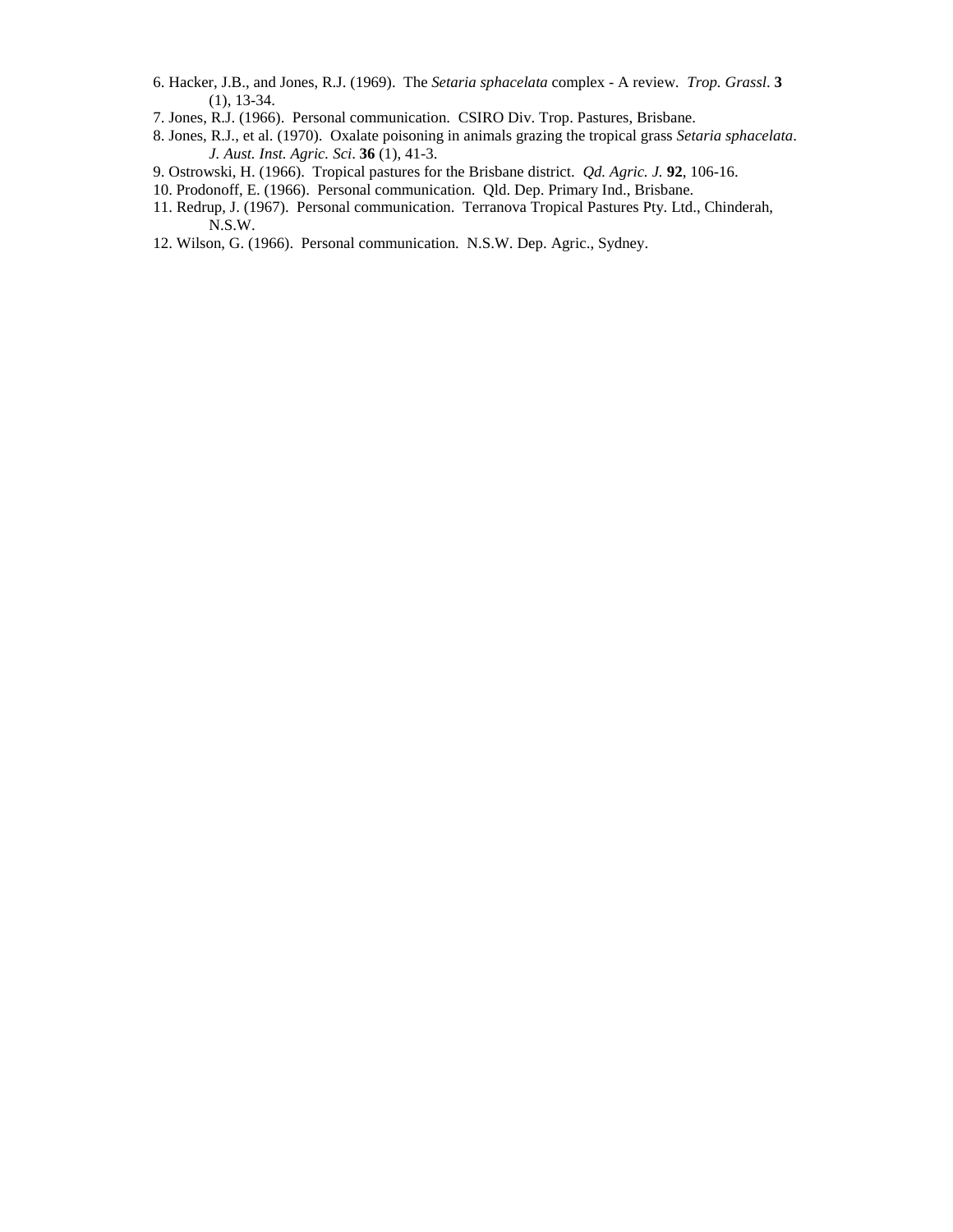6. Hacker, J.B., and Jones, R.J. (1969). The *Setaria sphacelata* complex - A review. *Trop. Grassl.* **3** (1), 13-34.
7. Jones, R.J. (1966). Personal communication. CSIRO Div. Trop. Pastures, Brisbane.
8. Jones, R.J., et al. (1970). Oxalate poisoning in animals grazing the tropical grass *Setaria sphacelata*. *J. Aust. Inst. Agric. Sci*. **36** (1), 41-3.
9. Ostrowski, H. (1966). Tropical pastures for the Brisbane district. *Qd. Agric. J.* **92**, 106-16.
10. Prodonoff, E. (1966). Personal communication. Qld. Dep. Primary Ind., Brisbane.
11. Redrup, J. (1967). Personal communication. Terranova Tropical Pastures Pty. Ltd., Chinderah, N.S.W.
12. Wilson, G. (1966). Personal communication. N.S.W. Dep. Agric., Sydney.